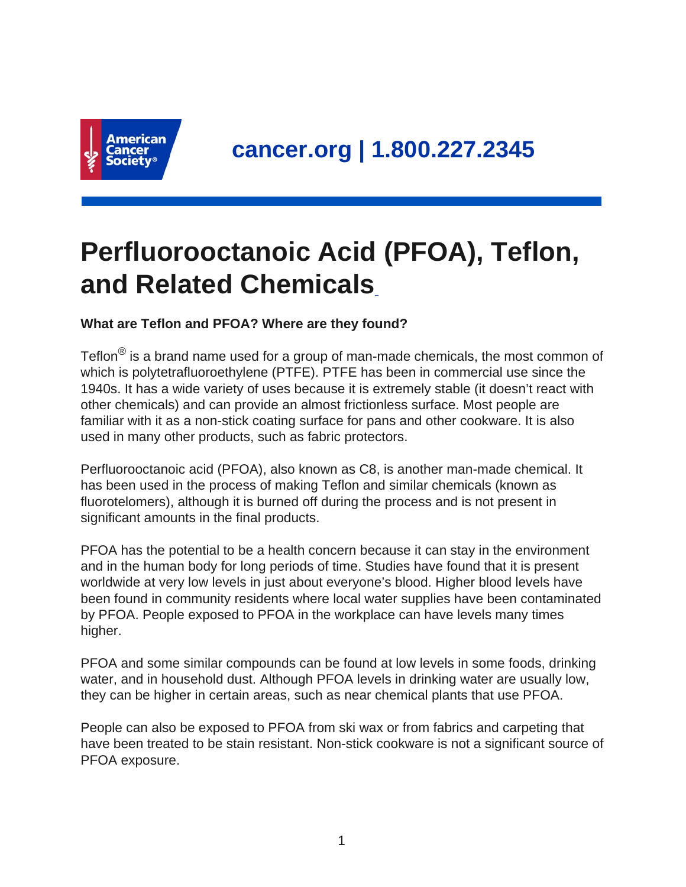# Perfluorooctanoic Acid (PFOA), Teflon, and Related Chemicals

**What are Teflon and PFOA? Where are they found?**

Teflon® is a brand name used for a group of man-made chemicals, the most common of which is polytetrafluoroethylene (PTFE). PTFE has been in commercial use since the 1940s. It has a wide variety of uses because it is extremely stable (it doesn't react with other chemicals) and can provide an almost frictionless surface. Most people are familiar with it as a non-stick coating surface for pans and other cookware. It is also used in many other products, such as fabric protectors.

Perfluorooctanoic acid (PFOA), also known as C8, is another man-made chemical. It has been used in the process of making Teflon and similar chemicals (known as fluorotelomers), although it is burned off during the process and is not present in significant amounts in the final products.

PFOA has the potential to be a health concern because it can stay in the environment and in the human body for long periods of time. Studies have found that it is present worldwide at very low levels in just about everyone's blood. Higher blood levels have been found in community residents where local water supplies have been contaminated by PFOA. People exposed to PFOA in the workplace can have levels many times higher.

PFOA and some similar compounds can be found at low levels in some foods, drinking water, and in household dust. Although PFOA levels in drinking water are usually low, they can be higher in certain areas, such as near chemical plants that use PFOA.

People can also be exposed to PFOA from ski wax or from fabrics and carpeting that have been treated to be stain resistant. Non-stick cookware is not a significant source of PFOA exposure.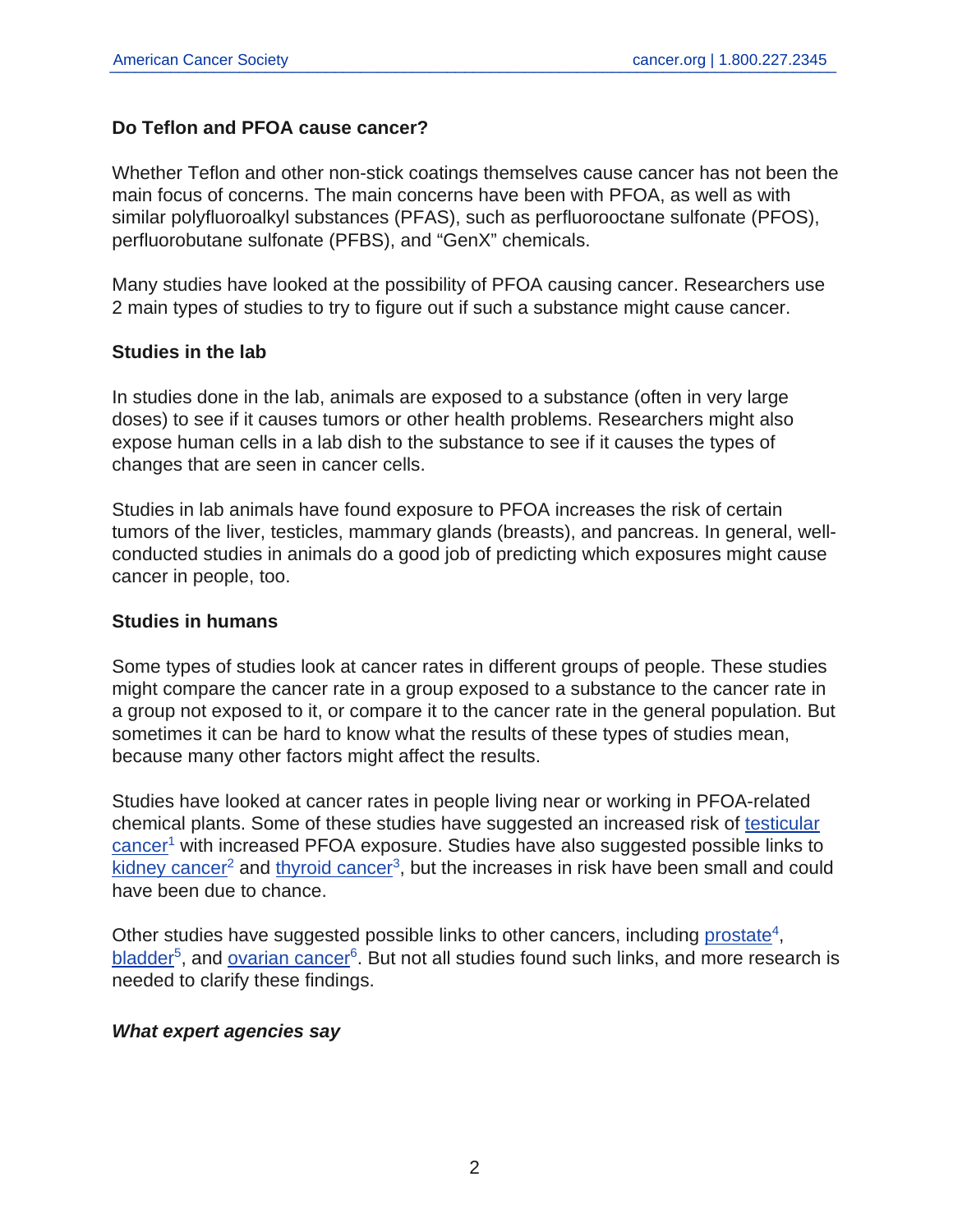## Do Teflon and PFOA cause cancer?

Whether Teflon and other non-stick coatings themselves cause cancer has not been the main focus of concerns. The main concerns have been with PFOA, as well as with similar polyfluoroalkyl substances (PFAS), such as perfluorooctane sulfonate (PFOS), perfluorobutane sulfonate (PFBS), and "GenX" chemicals.

Many studies have looked at the possibility of PFOA causing cancer. Researchers use 2 main types of studies to try to figure out if such a substance might cause cancer.

### Studies in the lab

In studies done in the lab, animals are exposed to a substance (often in very large doses) to see if it causes tumors or other health problems. Researchers might also expose human cells in a lab dish to the substance to see if it causes the types of changes that are seen in cancer cells.

Studies in lab animals have found exposure to PFOA increases the risk of certain tumors of the liver, testicles, mammary glands (breasts), and pancreas. In general, well-conducted studies in animals do a good job of predicting which exposures might cause cancer in people, too.

### Studies in humans

Some types of studies look at cancer rates in different groups of people. These studies might compare the cancer rate in a group exposed to a substance to the cancer rate in a group not exposed to it, or compare it to the cancer rate in the general population. But sometimes it can be hard to know what the results of these types of studies mean, because many other factors might affect the results.

Studies have looked at cancer rates in people living near or working in PFOA-related chemical plants. Some of these studies have suggested an increased risk of testicular cancer[1] with increased PFOA exposure. Studies have also suggested possible links to kidney cancer[2] and thyroid cancer[3], but the increases in risk have been small and could have been due to chance.

Other studies have suggested possible links to other cancers, including prostate[4], bladder[5], and ovarian cancer[6]. But not all studies found such links, and more research is needed to clarify these findings.

#### *What expert agencies say*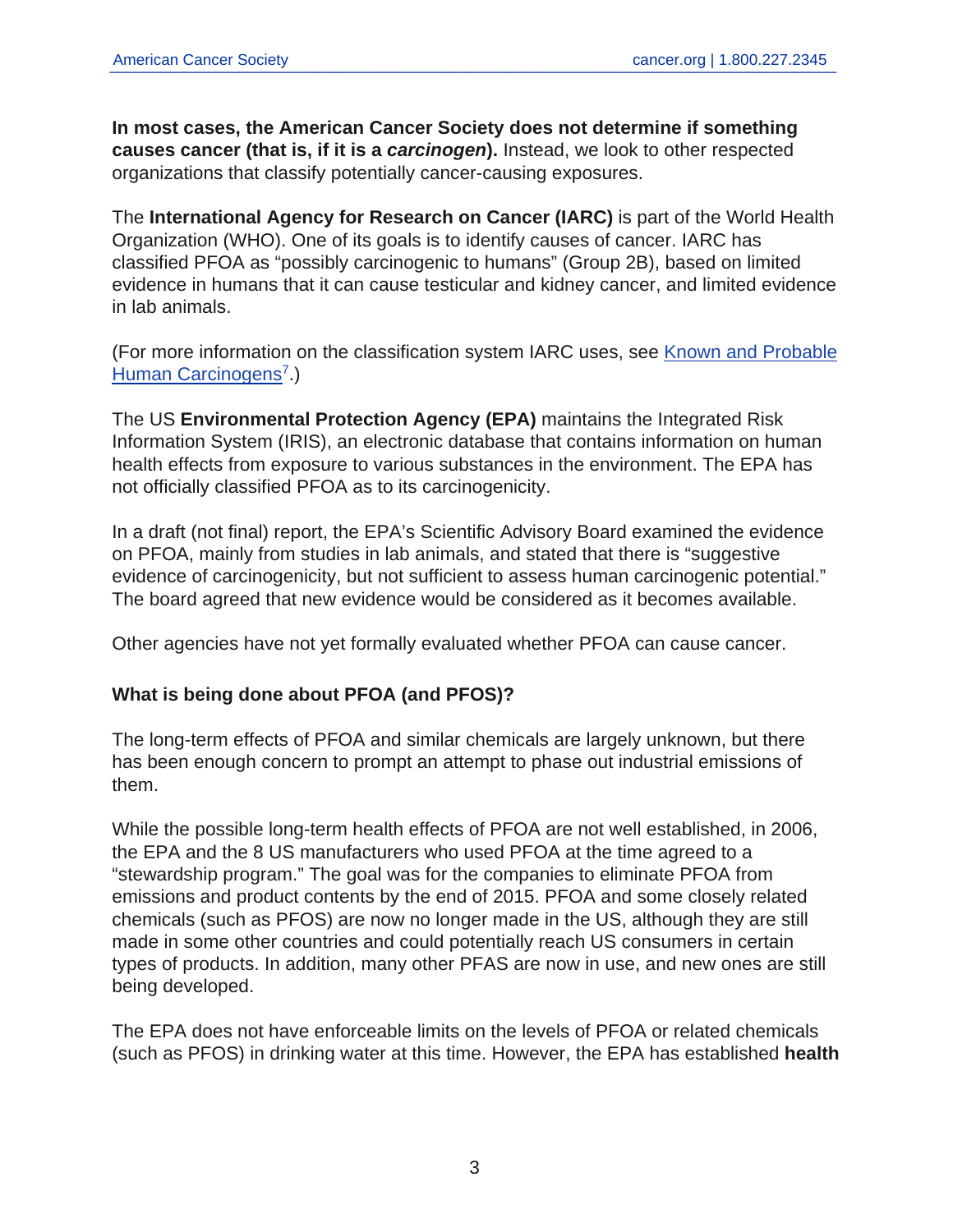**In most cases, the American Cancer Society does not determine if something causes cancer (that is, if it is a *carcinogen*).** Instead, we look to other respected organizations that classify potentially cancer-causing exposures.

The **International Agency for Research on Cancer (IARC)** is part of the World Health Organization (WHO). One of its goals is to identify causes of cancer. IARC has classified PFOA as "possibly carcinogenic to humans" (Group 2B), based on limited evidence in humans that it can cause testicular and kidney cancer, and limited evidence in lab animals.

(For more information on the classification system IARC uses, see Known and Probable Human Carcinogens[7].)

The US **Environmental Protection Agency (EPA)** maintains the Integrated Risk Information System (IRIS), an electronic database that contains information on human health effects from exposure to various substances in the environment. The EPA has not officially classified PFOA as to its carcinogenicity.

In a draft (not final) report, the EPA's Scientific Advisory Board examined the evidence on PFOA, mainly from studies in lab animals, and stated that there is "suggestive evidence of carcinogenicity, but not sufficient to assess human carcinogenic potential." The board agreed that new evidence would be considered as it becomes available.

Other agencies have not yet formally evaluated whether PFOA can cause cancer.

**What is being done about PFOA (and PFOS)?**

The long-term effects of PFOA and similar chemicals are largely unknown, but there has been enough concern to prompt an attempt to phase out industrial emissions of them.

While the possible long-term health effects of PFOA are not well established, in 2006, the EPA and the 8 US manufacturers who used PFOA at the time agreed to a "stewardship program." The goal was for the companies to eliminate PFOA from emissions and product contents by the end of 2015. PFOA and some closely related chemicals (such as PFOS) are now no longer made in the US, although they are still made in some other countries and could potentially reach US consumers in certain types of products. In addition, many other PFAS are now in use, and new ones are still being developed.

The EPA does not have enforceable limits on the levels of PFOA or related chemicals (such as PFOS) in drinking water at this time. However, the EPA has established **health**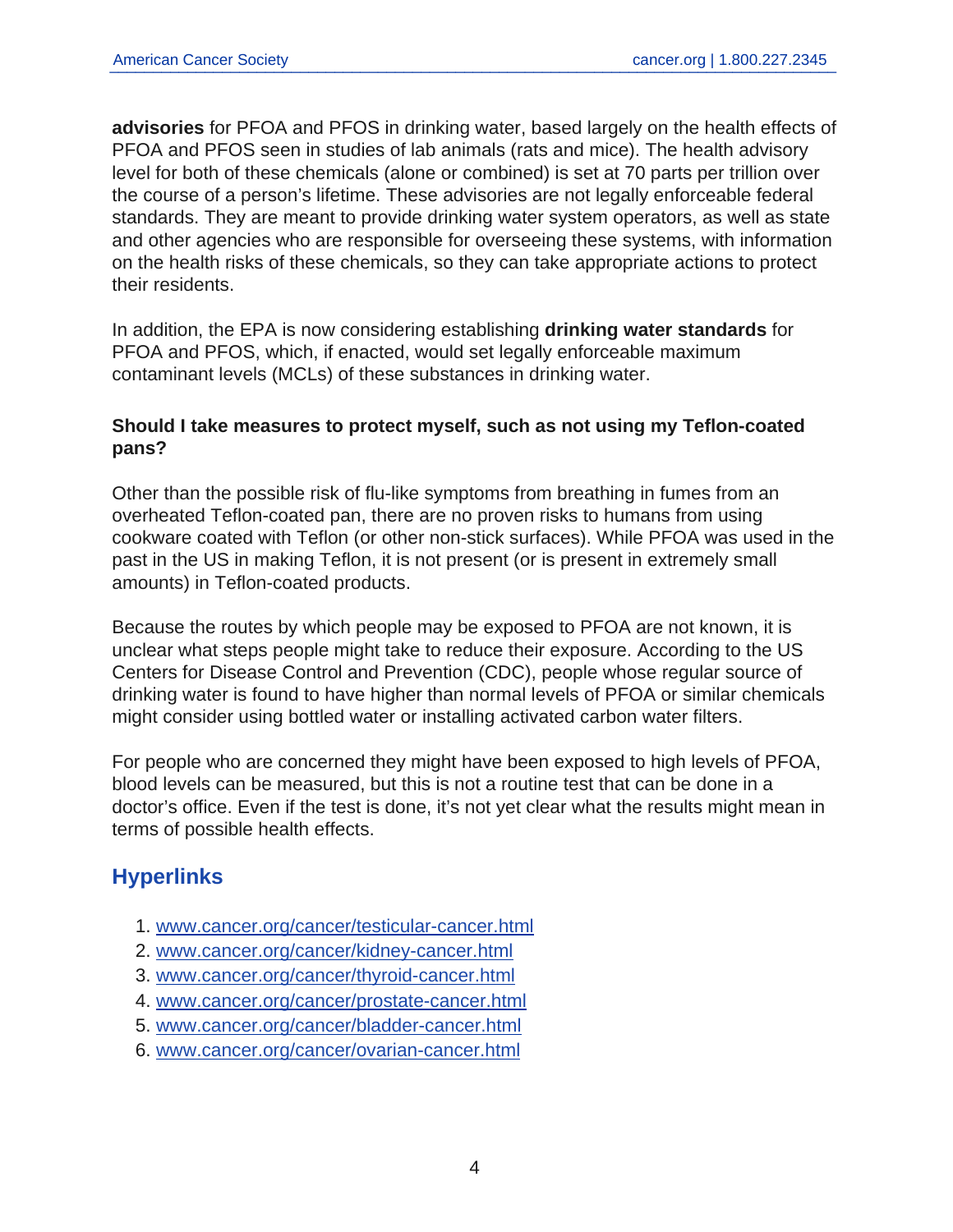**advisories** for PFOA and PFOS in drinking water, based largely on the health effects of PFOA and PFOS seen in studies of lab animals (rats and mice). The health advisory level for both of these chemicals (alone or combined) is set at 70 parts per trillion over the course of a person's lifetime. These advisories are not legally enforceable federal standards. They are meant to provide drinking water system operators, as well as state and other agencies who are responsible for overseeing these systems, with information on the health risks of these chemicals, so they can take appropriate actions to protect their residents.

In addition, the EPA is now considering establishing **drinking water standards** for PFOA and PFOS, which, if enacted, would set legally enforceable maximum contaminant levels (MCLs) of these substances in drinking water.

**Should I take measures to protect myself, such as not using my Teflon-coated pans?**

Other than the possible risk of flu-like symptoms from breathing in fumes from an overheated Teflon-coated pan, there are no proven risks to humans from using cookware coated with Teflon (or other non-stick surfaces). While PFOA was used in the past in the US in making Teflon, it is not present (or is present in extremely small amounts) in Teflon-coated products.

Because the routes by which people may be exposed to PFOA are not known, it is unclear what steps people might take to reduce their exposure. According to the US Centers for Disease Control and Prevention (CDC), people whose regular source of drinking water is found to have higher than normal levels of PFOA or similar chemicals might consider using bottled water or installing activated carbon water filters.

For people who are concerned they might have been exposed to high levels of PFOA, blood levels can be measured, but this is not a routine test that can be done in a doctor's office. Even if the test is done, it's not yet clear what the results might mean in terms of possible health effects.

## Hyperlinks

1. www.cancer.org/cancer/testicular-cancer.html
2. www.cancer.org/cancer/kidney-cancer.html
3. www.cancer.org/cancer/thyroid-cancer.html
4. www.cancer.org/cancer/prostate-cancer.html
5. www.cancer.org/cancer/bladder-cancer.html
6. www.cancer.org/cancer/ovarian-cancer.html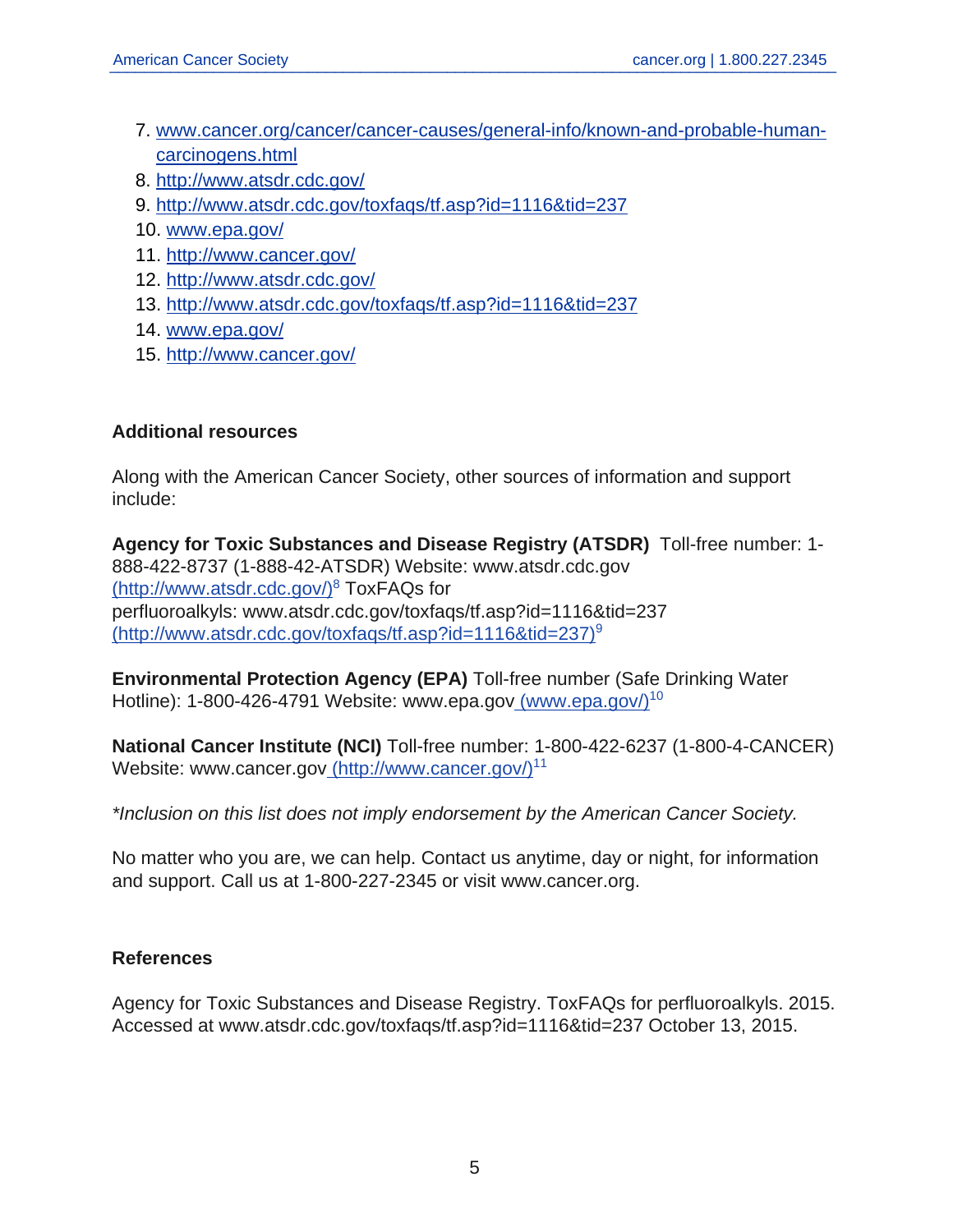7. www.cancer.org/cancer/cancer-causes/general-info/known-and-probable-human-carcinogens.html
8. http://www.atsdr.cdc.gov/
9. http://www.atsdr.cdc.gov/toxfaqs/tf.asp?id=1116&tid=237
10. www.epa.gov/
11. http://www.cancer.gov/
12. http://www.atsdr.cdc.gov/
13. http://www.atsdr.cdc.gov/toxfaqs/tf.asp?id=1116&tid=237
14. www.epa.gov/
15. http://www.cancer.gov/

## Additional resources

Along with the American Cancer Society, other sources of information and support include:

**Agency for Toxic Substances and Disease Registry (ATSDR)** Toll-free number: 1-888-422-8737 (1-888-42-ATSDR) Website: www.atsdr.cdc.gov (http://www.atsdr.cdc.gov/)[8] ToxFAQs for perfluoroalkyls: www.atsdr.cdc.gov/toxfaqs/tf.asp?id=1116&tid=237 (http://www.atsdr.cdc.gov/toxfaqs/tf.asp?id=1116&tid=237)[9]

**Environmental Protection Agency (EPA)** Toll-free number (Safe Drinking Water Hotline): 1-800-426-4791 Website: www.epa.gov (www.epa.gov/)[10]

**National Cancer Institute (NCI)** Toll-free number: 1-800-422-6237 (1-800-4-CANCER) Website: www.cancer.gov (http://www.cancer.gov/)[11]

*\*Inclusion on this list does not imply endorsement by the American Cancer Society.*

No matter who you are, we can help. Contact us anytime, day or night, for information and support. Call us at 1-800-227-2345 or visit www.cancer.org.

## References

Agency for Toxic Substances and Disease Registry. ToxFAQs for perfluoroalkyls. 2015. Accessed at www.atsdr.cdc.gov/toxfaqs/tf.asp?id=1116&tid=237 October 13, 2015.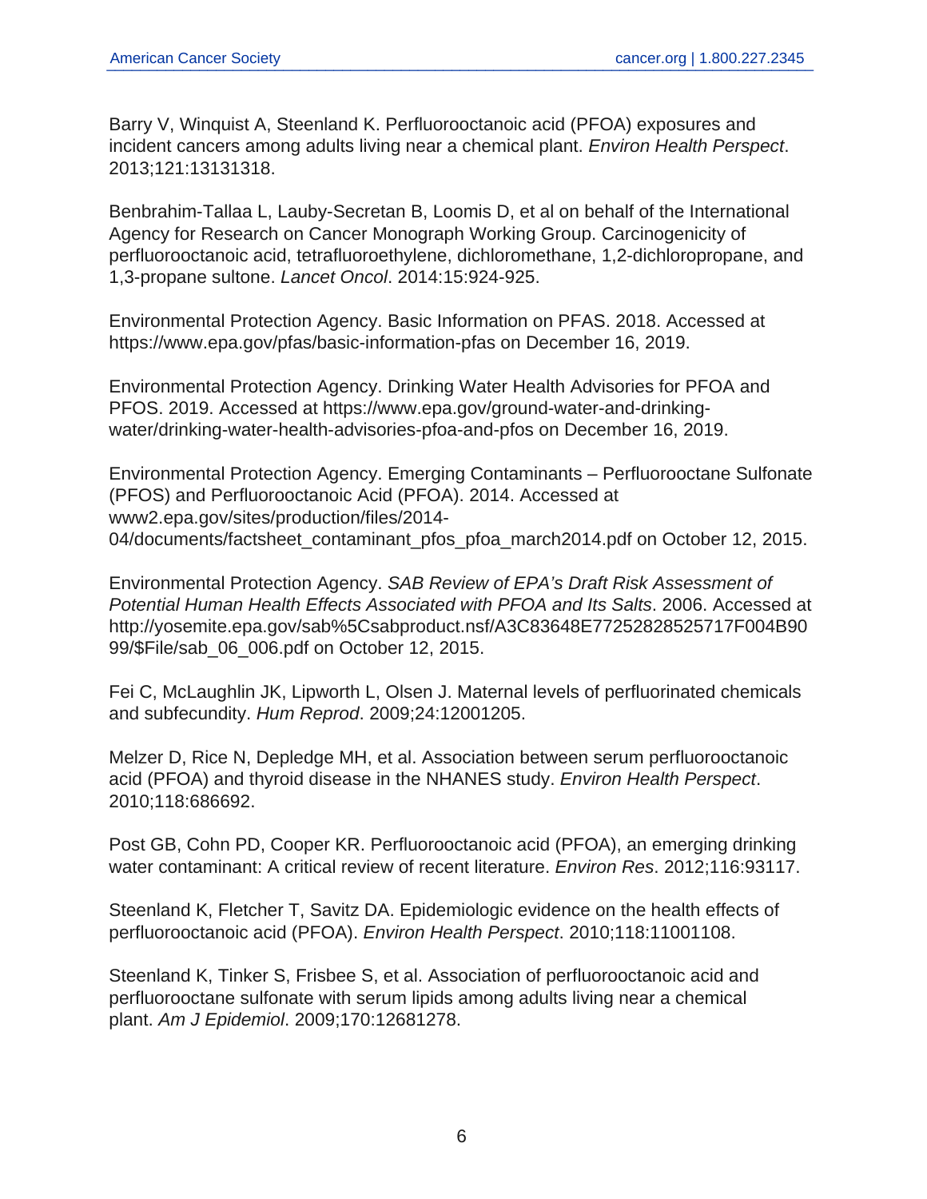Barry V, Winquist A, Steenland K. Perfluorooctanoic acid (PFOA) exposures and incident cancers among adults living near a chemical plant. *Environ Health Perspect*. 2013;121:13131318.

Benbrahim-Tallaa L, Lauby-Secretan B, Loomis D, et al on behalf of the International Agency for Research on Cancer Monograph Working Group. Carcinogenicity of perfluorooctanoic acid, tetrafluoroethylene, dichloromethane, 1,2-dichloropropane, and 1,3-propane sultone. *Lancet Oncol*. 2014:15:924-925.

Environmental Protection Agency. Basic Information on PFAS. 2018. Accessed at https://www.epa.gov/pfas/basic-information-pfas on December 16, 2019.

Environmental Protection Agency. Drinking Water Health Advisories for PFOA and PFOS. 2019. Accessed at https://www.epa.gov/ground-water-and-drinking-water/drinking-water-health-advisories-pfoa-and-pfos on December 16, 2019.

Environmental Protection Agency. Emerging Contaminants – Perfluorooctane Sulfonate (PFOS) and Perfluorooctanoic Acid (PFOA). 2014. Accessed at www2.epa.gov/sites/production/files/2014-04/documents/factsheet_contaminant_pfos_pfoa_march2014.pdf on October 12, 2015.

Environmental Protection Agency. *SAB Review of EPA's Draft Risk Assessment of Potential Human Health Effects Associated with PFOA and Its Salts*. 2006. Accessed at http://yosemite.epa.gov/sab%5Csabproduct.nsf/A3C83648E77252828525717F004B9099/$File/sab_06_006.pdf on October 12, 2015.

Fei C, McLaughlin JK, Lipworth L, Olsen J. Maternal levels of perfluorinated chemicals and subfecundity. *Hum Reprod*. 2009;24:12001205.

Melzer D, Rice N, Depledge MH, et al. Association between serum perfluorooctanoic acid (PFOA) and thyroid disease in the NHANES study. *Environ Health Perspect*. 2010;118:686692.

Post GB, Cohn PD, Cooper KR. Perfluorooctanoic acid (PFOA), an emerging drinking water contaminant: A critical review of recent literature. *Environ Res*. 2012;116:93117.

Steenland K, Fletcher T, Savitz DA. Epidemiologic evidence on the health effects of perfluorooctanoic acid (PFOA). *Environ Health Perspect*. 2010;118:11001108.

Steenland K, Tinker S, Frisbee S, et al. Association of perfluorooctanoic acid and perfluorooctane sulfonate with serum lipids among adults living near a chemical plant. *Am J Epidemiol*. 2009;170:12681278.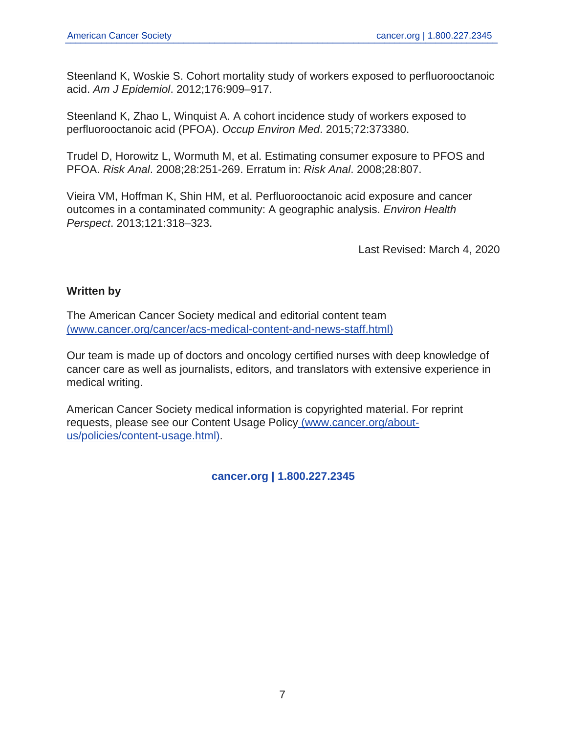Steenland K, Woskie S. Cohort mortality study of workers exposed to perfluorooctanoic acid. *Am J Epidemiol*. 2012;176:909–917.

Steenland K, Zhao L, Winquist A. A cohort incidence study of workers exposed to perfluorooctanoic acid (PFOA). *Occup Environ Med*. 2015;72:373380.

Trudel D, Horowitz L, Wormuth M, et al. Estimating consumer exposure to PFOS and PFOA. *Risk Anal*. 2008;28:251-269. Erratum in: *Risk Anal*. 2008;28:807.

Vieira VM, Hoffman K, Shin HM, et al. Perfluorooctanoic acid exposure and cancer outcomes in a contaminated community: A geographic analysis. *Environ Health Perspect*. 2013;121:318–323.

Last Revised: March 4, 2020

**Written by**

The American Cancer Society medical and editorial content team (www.cancer.org/cancer/acs-medical-content-and-news-staff.html)

Our team is made up of doctors and oncology certified nurses with deep knowledge of cancer care as well as journalists, editors, and translators with extensive experience in medical writing.

American Cancer Society medical information is copyrighted material. For reprint requests, please see our Content Usage Policy (www.cancer.org/about-us/policies/content-usage.html).

**cancer.org | 1.800.227.2345**